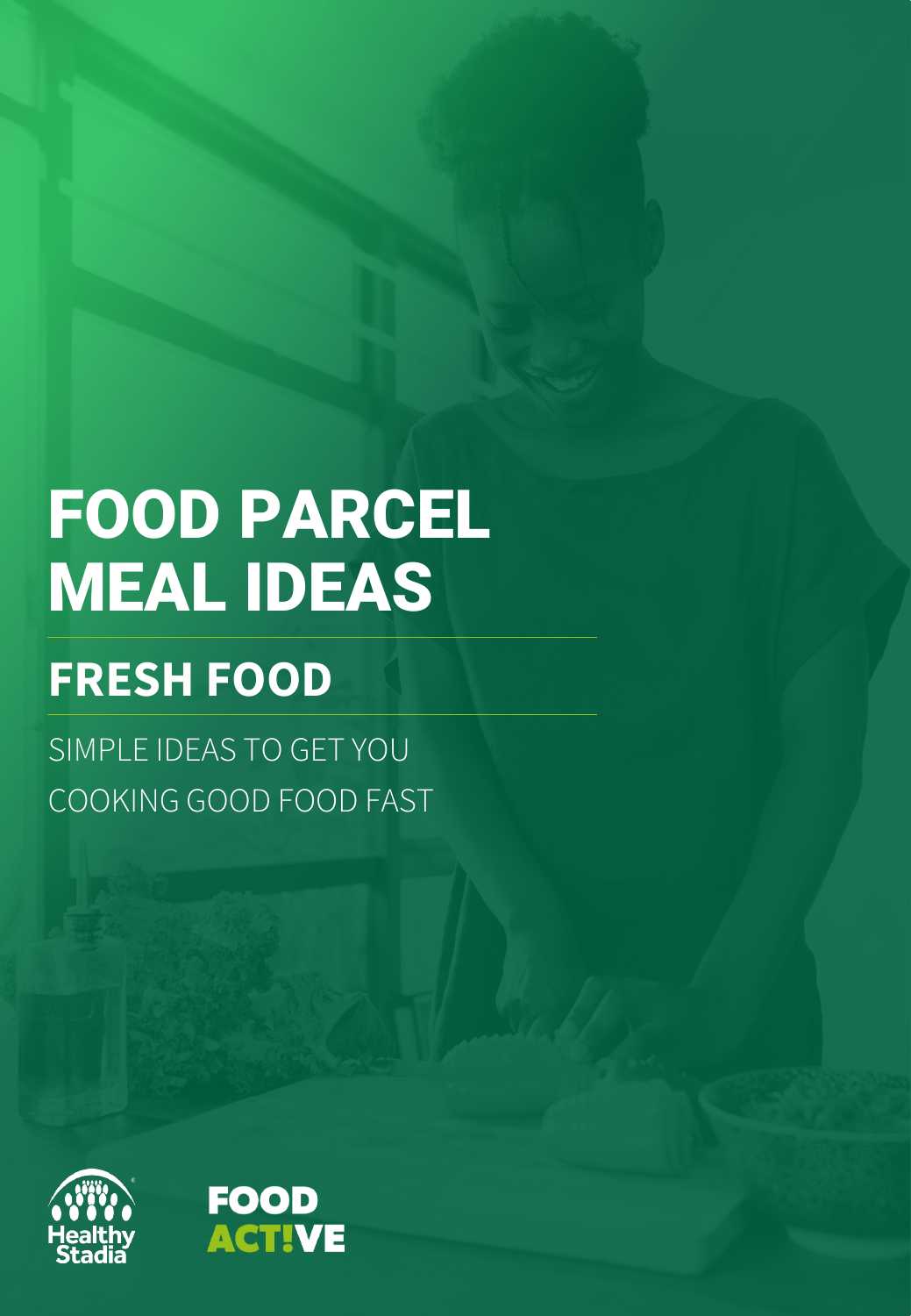# FOOD PARCEL MEAL IDEAS

## FRESH FOOD

SIMPLE IDEAS TO GET YOU COOKING GOOD FOOD FAST

Healthy Stadia

FOOD ACT!VE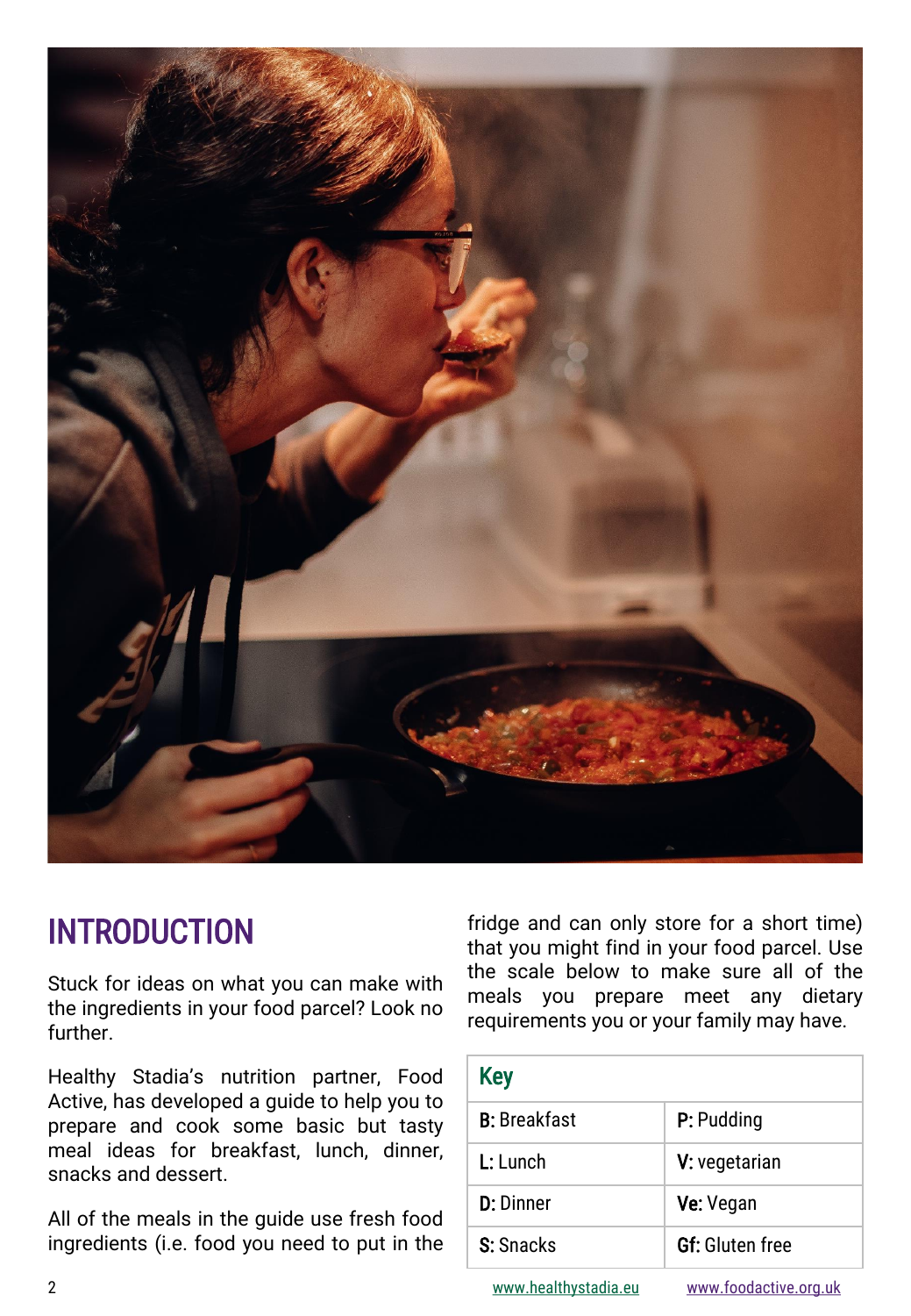# INTRODUCTION

Stuck for ideas on what you can make with the ingredients in your food parcel? Look no further.

Healthy Stadia's nutrition partner, Food Active, has developed a guide to help you to prepare and cook some basic but tasty meal ideas for breakfast, lunch, dinner, snacks and dessert.

All of the meals in the guide use fresh food ingredients (i.e. food you need to put in the fridge and can only store for a short time) that you might find in your food parcel. Use the scale below to make sure all of the meals you prepare meet any dietary requirements you or your family may have.

| Key | |
|---|---|
| **B:** Breakfast | **P:** Pudding |
| **L:** Lunch | **V:** vegetarian |
| **D:** Dinner | **Ve:** Vegan |
| **S:** Snacks | **Gf:** Gluten free |

www.healthystadia.eu www.foodactive.org.uk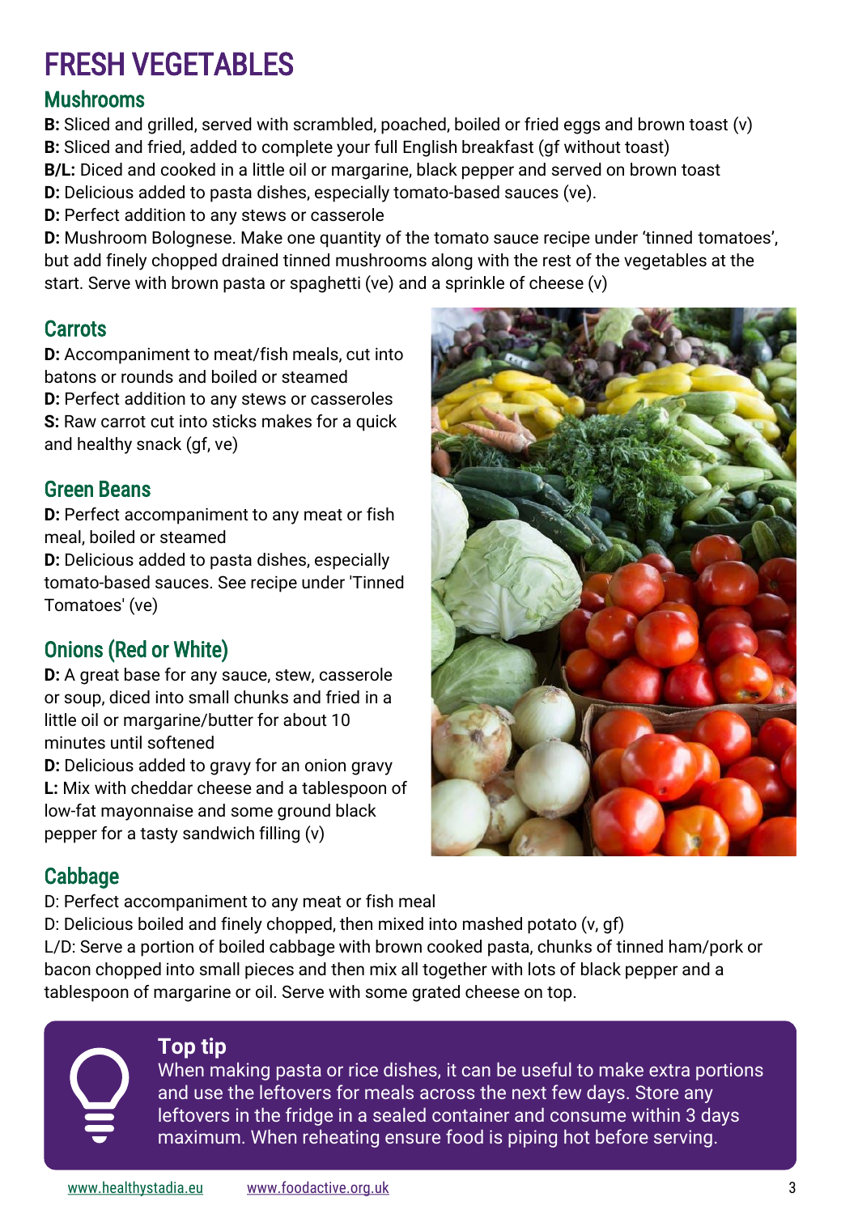# FRESH VEGETABLES

## Mushrooms

**B:** Sliced and grilled, served with scrambled, poached, boiled or fried eggs and brown toast (v)
**B:** Sliced and fried, added to complete your full English breakfast (gf without toast)
**B/L:** Diced and cooked in a little oil or margarine, black pepper and served on brown toast
**D:** Delicious added to pasta dishes, especially tomato-based sauces (ve).
**D:** Perfect addition to any stews or casserole
**D:** Mushroom Bolognese. Make one quantity of the tomato sauce recipe under 'tinned tomatoes', but add finely chopped drained tinned mushrooms along with the rest of the vegetables at the start. Serve with brown pasta or spaghetti (ve) and a sprinkle of cheese (v)

## Carrots

**D:** Accompaniment to meat/fish meals, cut into batons or rounds and boiled or steamed
**D:** Perfect addition to any stews or casseroles
**S:** Raw carrot cut into sticks makes for a quick and healthy snack (gf, ve)

## Green Beans

**D:** Perfect accompaniment to any meat or fish meal, boiled or steamed
**D:** Delicious added to pasta dishes, especially tomato-based sauces. See recipe under 'Tinned Tomatoes' (ve)

## Onions (Red or White)

**D:** A great base for any sauce, stew, casserole or soup, diced into small chunks and fried in a little oil or margarine/butter for about 10 minutes until softened
**D:** Delicious added to gravy for an onion gravy
**L:** Mix with cheddar cheese and a tablespoon of low-fat mayonnaise and some ground black pepper for a tasty sandwich filling (v)

## Cabbage

D: Perfect accompaniment to any meat or fish meal
D: Delicious boiled and finely chopped, then mixed into mashed potato (v, gf)
L/D: Serve a portion of boiled cabbage with brown cooked pasta, chunks of tinned ham/pork or bacon chopped into small pieces and then mix all together with lots of black pepper and a tablespoon of margarine or oil. Serve with some grated cheese on top.

**Top tip**
When making pasta or rice dishes, it can be useful to make extra portions and use the leftovers for meals across the next few days. Store any leftovers in the fridge in a sealed container and consume within 3 days maximum. When reheating ensure food is piping hot before serving.

www.healthystadia.eu www.foodactive.org.uk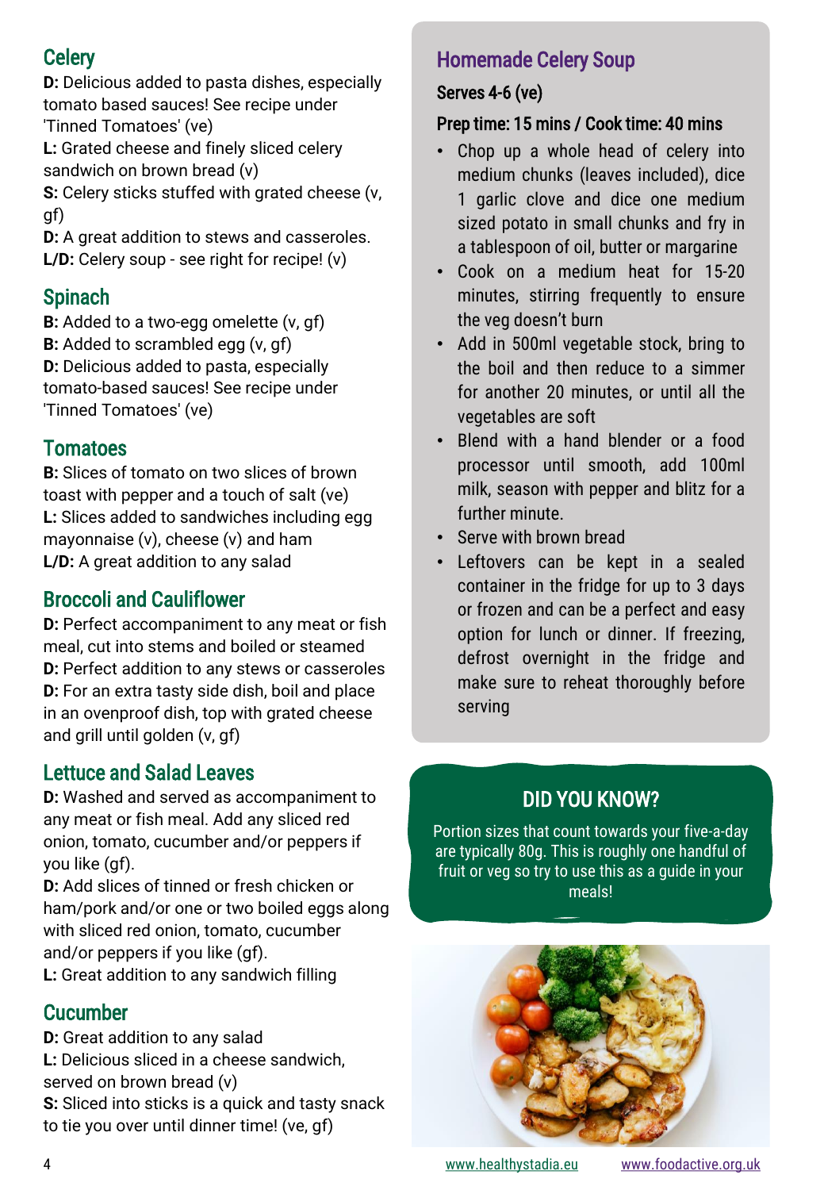## Celery

**D:** Delicious added to pasta dishes, especially tomato based sauces! See recipe under 'Tinned Tomatoes' (ve)
**L:** Grated cheese and finely sliced celery sandwich on brown bread (v)
**S:** Celery sticks stuffed with grated cheese (v, gf)
**D:** A great addition to stews and casseroles.
**L/D:** Celery soup - see right for recipe! (v)

## Spinach

**B:** Added to a two-egg omelette (v, gf)
**B:** Added to scrambled egg (v, gf)
**D:** Delicious added to pasta, especially tomato-based sauces! See recipe under 'Tinned Tomatoes' (ve)

## Tomatoes

**B:** Slices of tomato on two slices of brown toast with pepper and a touch of salt (ve)
**L:** Slices added to sandwiches including egg mayonnaise (v), cheese (v) and ham
**L/D:** A great addition to any salad

## Broccoli and Cauliflower

**D:** Perfect accompaniment to any meat or fish meal, cut into stems and boiled or steamed
**D:** Perfect addition to any stews or casseroles
**D:** For an extra tasty side dish, boil and place in an ovenproof dish, top with grated cheese and grill until golden (v, gf)

## Lettuce and Salad Leaves

**D:** Washed and served as accompaniment to any meat or fish meal. Add any sliced red onion, tomato, cucumber and/or peppers if you like (gf).
**D:** Add slices of tinned or fresh chicken or ham/pork and/or one or two boiled eggs along with sliced red onion, tomato, cucumber and/or peppers if you like (gf).
**L:** Great addition to any sandwich filling

## Cucumber

**D:** Great addition to any salad
**L:** Delicious sliced in a cheese sandwich, served on brown bread (v)
**S:** Sliced into sticks is a quick and tasty snack to tie you over until dinner time! (ve, gf)

## Homemade Celery Soup

**Serves 4-6 (ve)**

**Prep time: 15 mins / Cook time: 40 mins**

- Chop up a whole head of celery into medium chunks (leaves included), dice 1 garlic clove and dice one medium sized potato in small chunks and fry in a tablespoon of oil, butter or margarine
- Cook on a medium heat for 15-20 minutes, stirring frequently to ensure the veg doesn't burn
- Add in 500ml vegetable stock, bring to the boil and then reduce to a simmer for another 20 minutes, or until all the vegetables are soft
- Blend with a hand blender or a food processor until smooth, add 100ml milk, season with pepper and blitz for a further minute.
- Serve with brown bread
- Leftovers can be kept in a sealed container in the fridge for up to 3 days or frozen and can be a perfect and easy option for lunch or dinner. If freezing, defrost overnight in the fridge and make sure to reheat thoroughly before serving

## DID YOU KNOW?

Portion sizes that count towards your five-a-day are typically 80g. This is roughly one handful of fruit or veg so try to use this as a guide in your meals!

www.healthystadia.eu www.foodactive.org.uk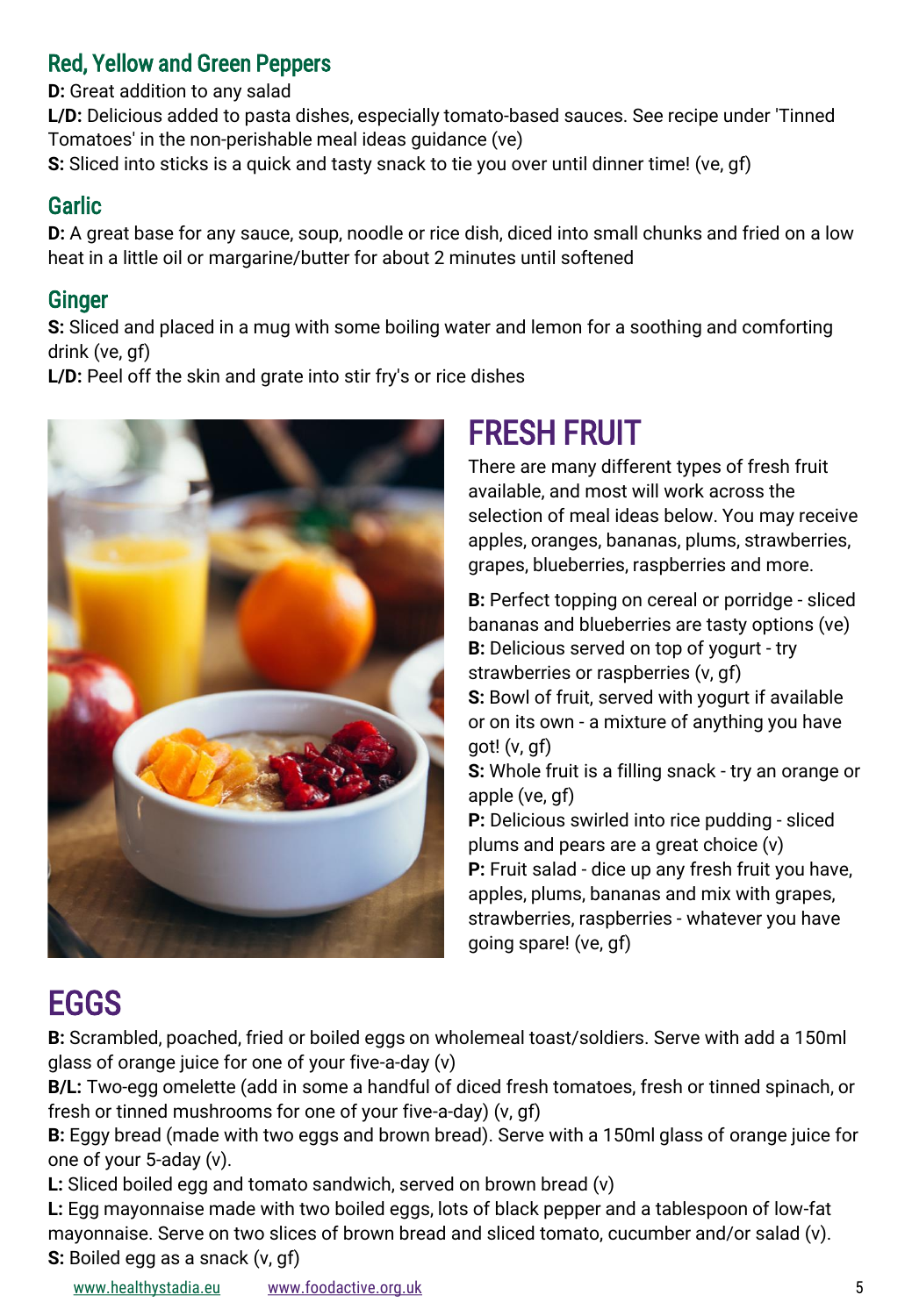### Red, Yellow and Green Peppers

**D:** Great addition to any salad
**L/D:** Delicious added to pasta dishes, especially tomato-based sauces. See recipe under 'Tinned Tomatoes' in the non-perishable meal ideas guidance (ve)
**S:** Sliced into sticks is a quick and tasty snack to tie you over until dinner time! (ve, gf)

### Garlic

**D:** A great base for any sauce, soup, noodle or rice dish, diced into small chunks and fried on a low heat in a little oil or margarine/butter for about 2 minutes until softened

### Ginger

**S:** Sliced and placed in a mug with some boiling water and lemon for a soothing and comforting drink (ve, gf)
**L/D:** Peel off the skin and grate into stir fry's or rice dishes

## FRESH FRUIT

There are many different types of fresh fruit available, and most will work across the selection of meal ideas below. You may receive apples, oranges, bananas, plums, strawberries, grapes, blueberries, raspberries and more.

**B:** Perfect topping on cereal or porridge - sliced bananas and blueberries are tasty options (ve)
**B:** Delicious served on top of yogurt - try strawberries or raspberries (v, gf)
**S:** Bowl of fruit, served with yogurt if available or on its own - a mixture of anything you have got! (v, gf)
**S:** Whole fruit is a filling snack - try an orange or apple (ve, gf)
**P:** Delicious swirled into rice pudding - sliced plums and pears are a great choice (v)
**P:** Fruit salad - dice up any fresh fruit you have, apples, plums, bananas and mix with grapes, strawberries, raspberries - whatever you have going spare! (ve, gf)

## EGGS

**B:** Scrambled, poached, fried or boiled eggs on wholemeal toast/soldiers. Serve with add a 150ml glass of orange juice for one of your five-a-day (v)
**B/L:** Two-egg omelette (add in some a handful of diced fresh tomatoes, fresh or tinned spinach, or fresh or tinned mushrooms for one of your five-a-day) (v, gf)
**B:** Eggy bread (made with two eggs and brown bread). Serve with a 150ml glass of orange juice for one of your 5-aday (v).
**L:** Sliced boiled egg and tomato sandwich, served on brown bread (v)
**L:** Egg mayonnaise made with two boiled eggs, lots of black pepper and a tablespoon of low-fat mayonnaise. Serve on two slices of brown bread and sliced tomato, cucumber and/or salad (v).
**S:** Boiled egg as a snack (v, gf)

www.healthystadia.eu www.foodactive.org.uk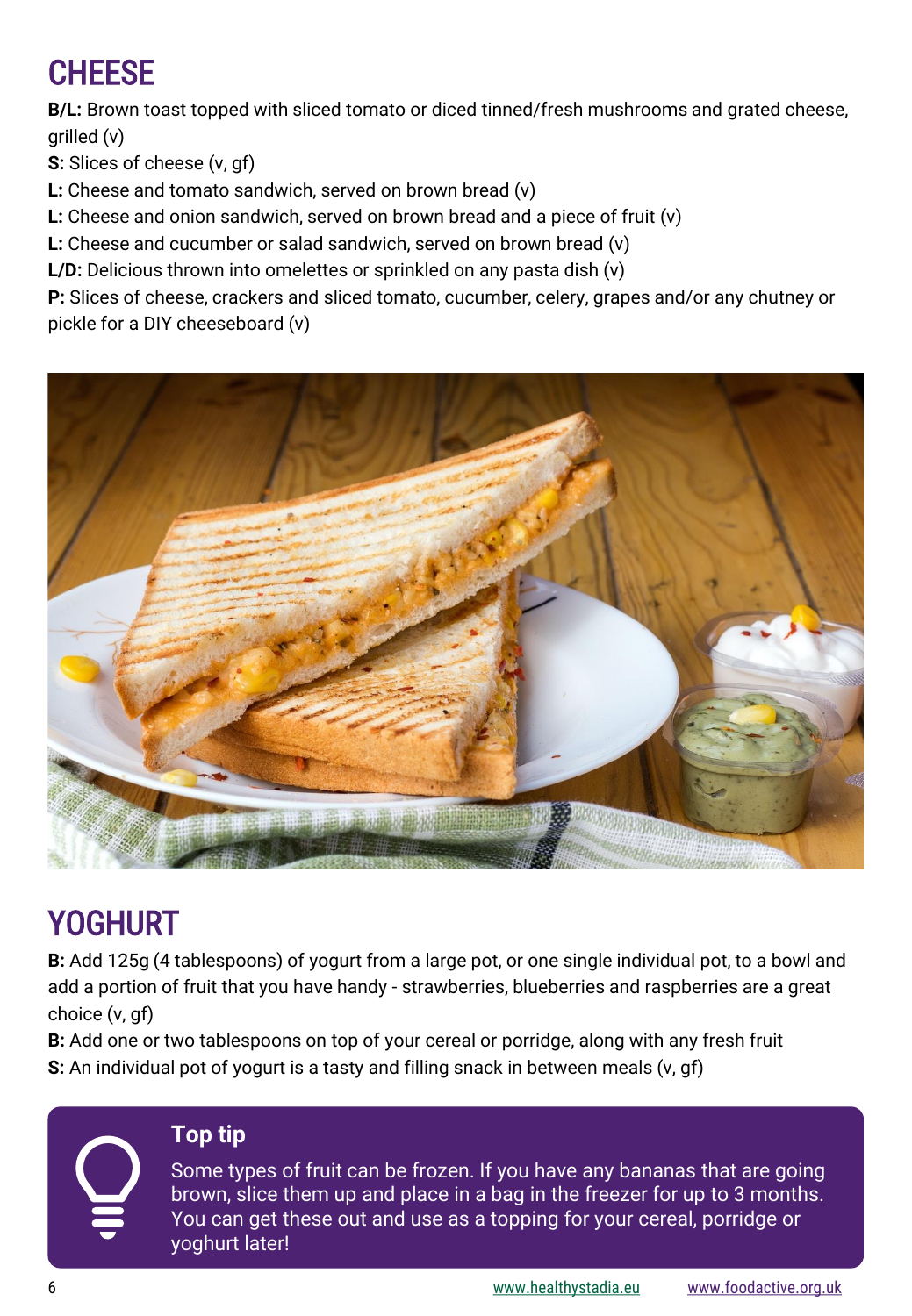# CHEESE

**B/L:** Brown toast topped with sliced tomato or diced tinned/fresh mushrooms and grated cheese, grilled (v)
**S:** Slices of cheese (v, gf)
**L:** Cheese and tomato sandwich, served on brown bread (v)
**L:** Cheese and onion sandwich, served on brown bread and a piece of fruit (v)
**L:** Cheese and cucumber or salad sandwich, served on brown bread (v)
**L/D:** Delicious thrown into omelettes or sprinkled on any pasta dish (v)
**P:** Slices of cheese, crackers and sliced tomato, cucumber, celery, grapes and/or any chutney or pickle for a DIY cheeseboard (v)

# YOGHURT

**B:** Add 125g (4 tablespoons) of yogurt from a large pot, or one single individual pot, to a bowl and add a portion of fruit that you have handy - strawberries, blueberries and raspberries are a great choice (v, gf)
**B:** Add one or two tablespoons on top of your cereal or porridge, along with any fresh fruit
**S:** An individual pot of yogurt is a tasty and filling snack in between meals (v, gf)

**Top tip**

Some types of fruit can be frozen. If you have any bananas that are going brown, slice them up and place in a bag in the freezer for up to 3 months. You can get these out and use as a topping for your cereal, porridge or yoghurt later!

www.healthystadia.eu www.foodactive.org.uk